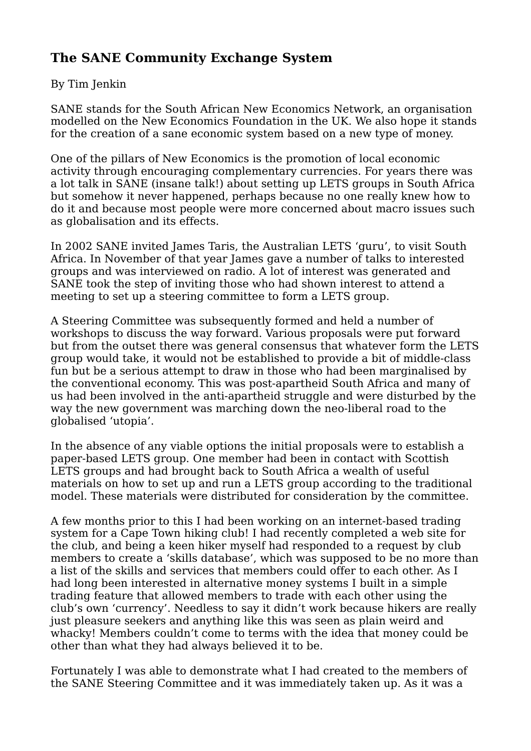# The SANE Community Exchange System

By Tim Jenkin

SANE stands for the South African New Economics Network, an organisation modelled on the New Economics Foundation in the UK. We also hope it stands for the creation of a sane economic system based on a new type of money.

One of the pillars of New Economics is the promotion of local economic activity through encouraging complementary currencies. For years there was a lot talk in SANE (insane talk!) about setting up LETS groups in South Africa but somehow it never happened, perhaps because no one really knew how to do it and because most people were more concerned about macro issues such as globalisation and its effects.

In 2002 SANE invited James Taris, the Australian LETS 'guru', to visit South Africa. In November of that year James gave a number of talks to interested groups and was interviewed on radio. A lot of interest was generated and SANE took the step of inviting those who had shown interest to attend a meeting to set up a steering committee to form a LETS group.

A Steering Committee was subsequently formed and held a number of workshops to discuss the way forward. Various proposals were put forward but from the outset there was general consensus that whatever form the LETS group would take, it would not be established to provide a bit of middle-class fun but be a serious attempt to draw in those who had been marginalised by the conventional economy. This was post-apartheid South Africa and many of us had been involved in the anti-apartheid struggle and were disturbed by the way the new government was marching down the neo-liberal road to the globalised 'utopia'.

In the absence of any viable options the initial proposals were to establish a paper-based LETS group. One member had been in contact with Scottish LETS groups and had brought back to South Africa a wealth of useful materials on how to set up and run a LETS group according to the traditional model. These materials were distributed for consideration by the committee.

A few months prior to this I had been working on an internet-based trading system for a Cape Town hiking club! I had recently completed a web site for the club, and being a keen hiker myself had responded to a request by club members to create a 'skills database', which was supposed to be no more than a list of the skills and services that members could offer to each other. As I had long been interested in alternative money systems I built in a simple trading feature that allowed members to trade with each other using the club's own 'currency'. Needless to say it didn't work because hikers are really just pleasure seekers and anything like this was seen as plain weird and whacky! Members couldn't come to terms with the idea that money could be other than what they had always believed it to be.

Fortunately I was able to demonstrate what I had created to the members of the SANE Steering Committee and it was immediately taken up. As it was a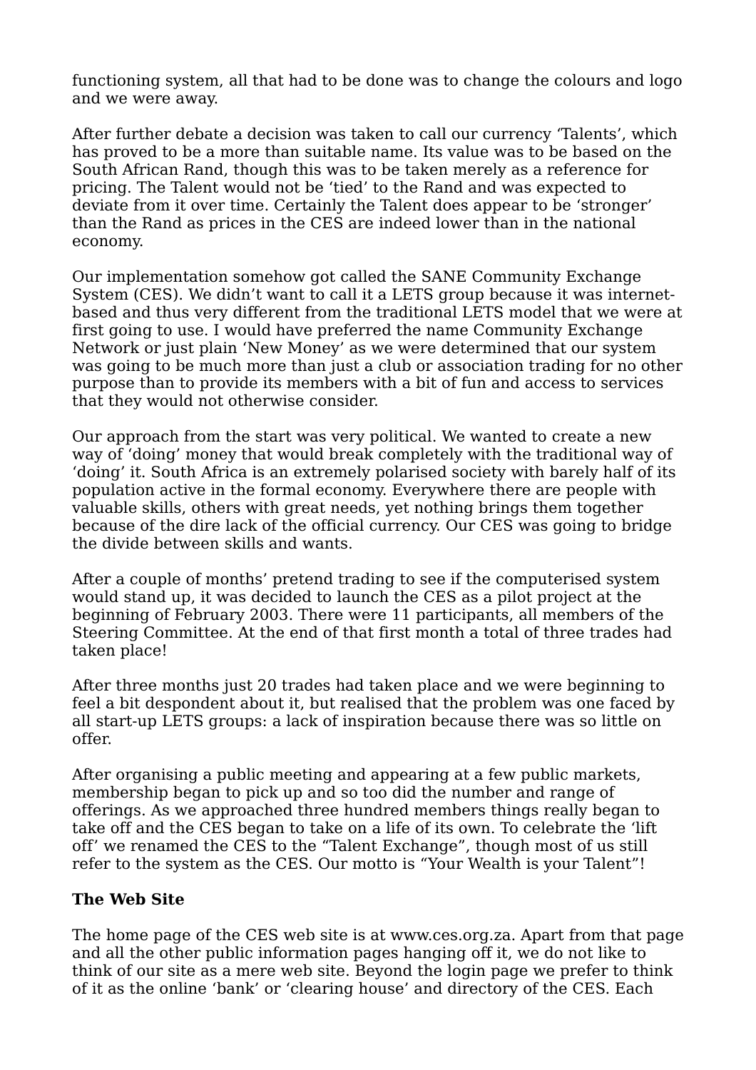functioning system, all that had to be done was to change the colours and logo and we were away.

After further debate a decision was taken to call our currency ‘Talents’, which has proved to be a more than suitable name. Its value was to be based on the South African Rand, though this was to be taken merely as a reference for pricing. The Talent would not be ‘tied’ to the Rand and was expected to deviate from it over time. Certainly the Talent does appear to be ‘stronger’ than the Rand as prices in the CES are indeed lower than in the national economy.

Our implementation somehow got called the SANE Community Exchange System (CES). We didn’t want to call it a LETS group because it was internet-based and thus very different from the traditional LETS model that we were at first going to use. I would have preferred the name Community Exchange Network or just plain ‘New Money’ as we were determined that our system was going to be much more than just a club or association trading for no other purpose than to provide its members with a bit of fun and access to services that they would not otherwise consider.

Our approach from the start was very political. We wanted to create a new way of ‘doing’ money that would break completely with the traditional way of ‘doing’ it. South Africa is an extremely polarised society with barely half of its population active in the formal economy. Everywhere there are people with valuable skills, others with great needs, yet nothing brings them together because of the dire lack of the official currency. Our CES was going to bridge the divide between skills and wants.

After a couple of months’ pretend trading to see if the computerised system would stand up, it was decided to launch the CES as a pilot project at the beginning of February 2003. There were 11 participants, all members of the Steering Committee. At the end of that first month a total of three trades had taken place!

After three months just 20 trades had taken place and we were beginning to feel a bit despondent about it, but realised that the problem was one faced by all start-up LETS groups: a lack of inspiration because there was so little on offer.

After organising a public meeting and appearing at a few public markets, membership began to pick up and so too did the number and range of offerings. As we approached three hundred members things really began to take off and the CES began to take on a life of its own. To celebrate the ‘lift off’ we renamed the CES to the “Talent Exchange”, though most of us still refer to the system as the CES. Our motto is “Your Wealth is your Talent”!

**The Web Site**

The home page of the CES web site is at www.ces.org.za. Apart from that page and all the other public information pages hanging off it, we do not like to think of our site as a mere web site. Beyond the login page we prefer to think of it as the online ‘bank’ or ‘clearing house’ and directory of the CES. Each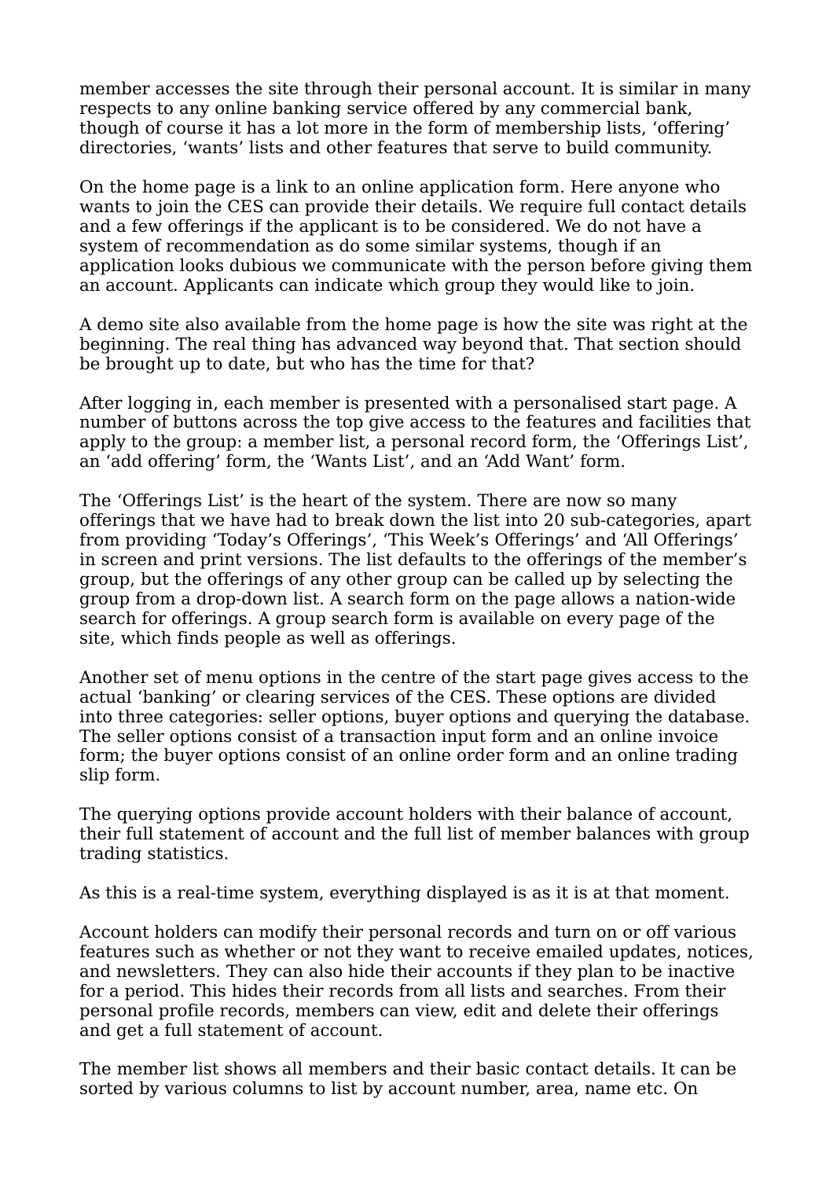member accesses the site through their personal account. It is similar in many respects to any online banking service offered by any commercial bank, though of course it has a lot more in the form of membership lists, 'offering' directories, 'wants' lists and other features that serve to build community.

On the home page is a link to an online application form. Here anyone who wants to join the CES can provide their details. We require full contact details and a few offerings if the applicant is to be considered. We do not have a system of recommendation as do some similar systems, though if an application looks dubious we communicate with the person before giving them an account. Applicants can indicate which group they would like to join.

A demo site also available from the home page is how the site was right at the beginning. The real thing has advanced way beyond that. That section should be brought up to date, but who has the time for that?

After logging in, each member is presented with a personalised start page. A number of buttons across the top give access to the features and facilities that apply to the group: a member list, a personal record form, the 'Offerings List', an 'add offering' form, the 'Wants List', and an 'Add Want' form.

The 'Offerings List' is the heart of the system. There are now so many offerings that we have had to break down the list into 20 sub-categories, apart from providing 'Today's Offerings', 'This Week's Offerings' and 'All Offerings' in screen and print versions. The list defaults to the offerings of the member's group, but the offerings of any other group can be called up by selecting the group from a drop-down list. A search form on the page allows a nation-wide search for offerings. A group search form is available on every page of the site, which finds people as well as offerings.

Another set of menu options in the centre of the start page gives access to the actual 'banking' or clearing services of the CES. These options are divided into three categories: seller options, buyer options and querying the database. The seller options consist of a transaction input form and an online invoice form; the buyer options consist of an online order form and an online trading slip form.

The querying options provide account holders with their balance of account, their full statement of account and the full list of member balances with group trading statistics.

As this is a real-time system, everything displayed is as it is at that moment.

Account holders can modify their personal records and turn on or off various features such as whether or not they want to receive emailed updates, notices, and newsletters. They can also hide their accounts if they plan to be inactive for a period. This hides their records from all lists and searches. From their personal profile records, members can view, edit and delete their offerings and get a full statement of account.

The member list shows all members and their basic contact details. It can be sorted by various columns to list by account number, area, name etc. On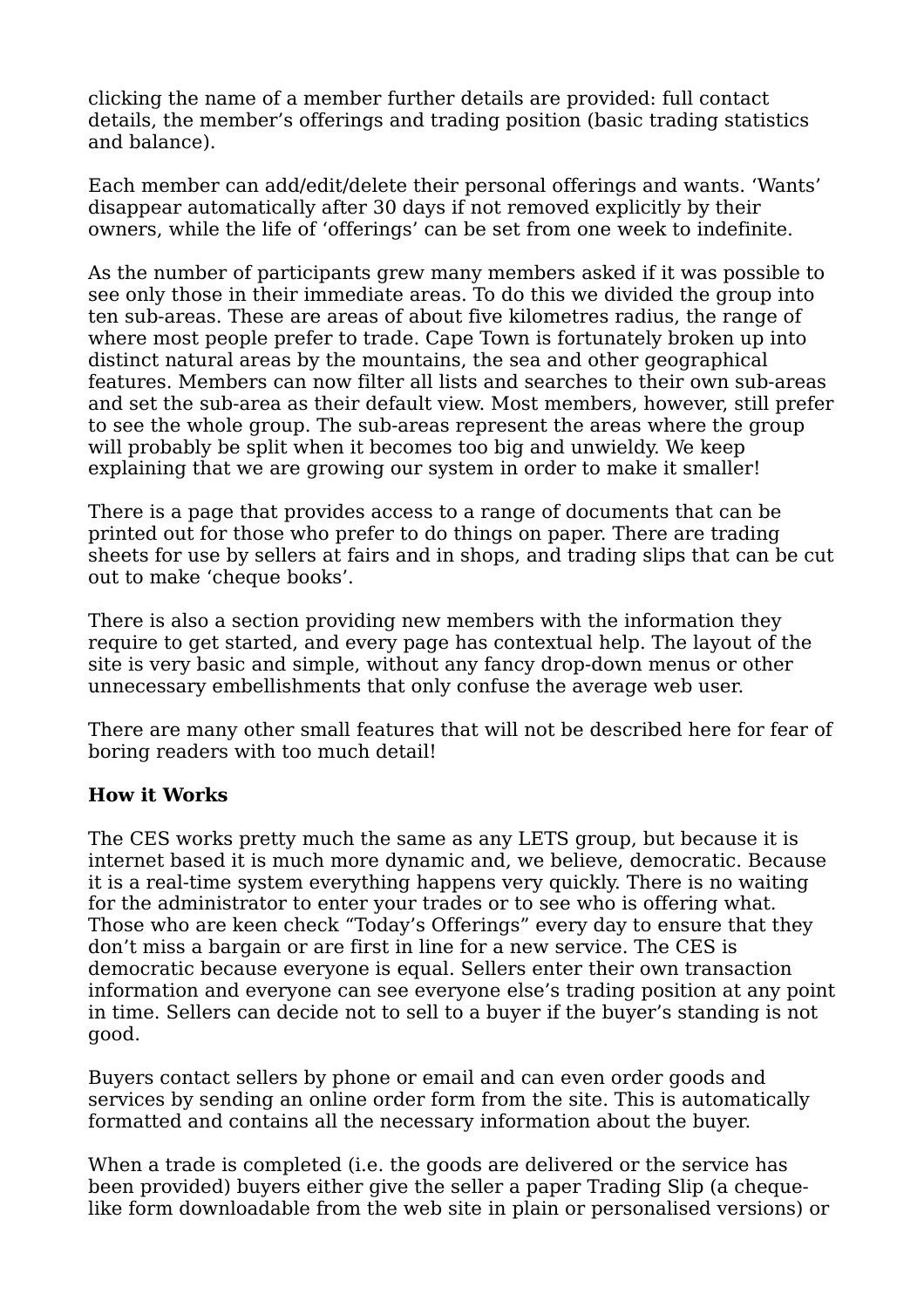clicking the name of a member further details are provided: full contact details, the member's offerings and trading position (basic trading statistics and balance).

Each member can add/edit/delete their personal offerings and wants. 'Wants' disappear automatically after 30 days if not removed explicitly by their owners, while the life of 'offerings' can be set from one week to indefinite.

As the number of participants grew many members asked if it was possible to see only those in their immediate areas. To do this we divided the group into ten sub-areas. These are areas of about five kilometres radius, the range of where most people prefer to trade. Cape Town is fortunately broken up into distinct natural areas by the mountains, the sea and other geographical features. Members can now filter all lists and searches to their own sub-areas and set the sub-area as their default view. Most members, however, still prefer to see the whole group. The sub-areas represent the areas where the group will probably be split when it becomes too big and unwieldy. We keep explaining that we are growing our system in order to make it smaller!

There is a page that provides access to a range of documents that can be printed out for those who prefer to do things on paper. There are trading sheets for use by sellers at fairs and in shops, and trading slips that can be cut out to make 'cheque books'.

There is also a section providing new members with the information they require to get started, and every page has contextual help. The layout of the site is very basic and simple, without any fancy drop-down menus or other unnecessary embellishments that only confuse the average web user.

There are many other small features that will not be described here for fear of boring readers with too much detail!

**How it Works**

The CES works pretty much the same as any LETS group, but because it is internet based it is much more dynamic and, we believe, democratic. Because it is a real-time system everything happens very quickly. There is no waiting for the administrator to enter your trades or to see who is offering what. Those who are keen check "Today's Offerings" every day to ensure that they don't miss a bargain or are first in line for a new service. The CES is democratic because everyone is equal. Sellers enter their own transaction information and everyone can see everyone else's trading position at any point in time. Sellers can decide not to sell to a buyer if the buyer's standing is not good.

Buyers contact sellers by phone or email and can even order goods and services by sending an online order form from the site. This is automatically formatted and contains all the necessary information about the buyer.

When a trade is completed (i.e. the goods are delivered or the service has been provided) buyers either give the seller a paper Trading Slip (a cheque-like form downloadable from the web site in plain or personalised versions) or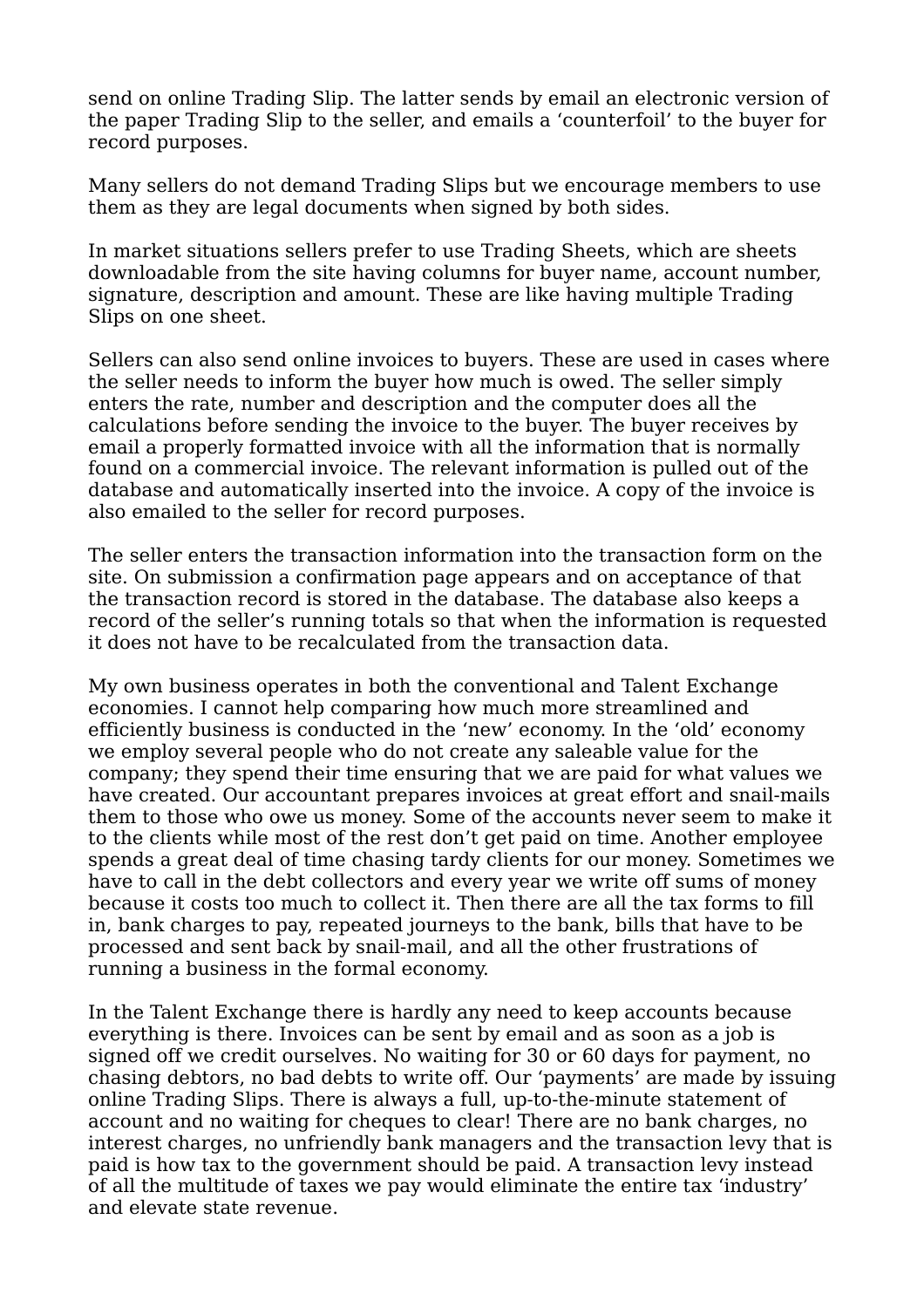send on online Trading Slip. The latter sends by email an electronic version of the paper Trading Slip to the seller, and emails a ‘counterfoil’ to the buyer for record purposes.

Many sellers do not demand Trading Slips but we encourage members to use them as they are legal documents when signed by both sides.

In market situations sellers prefer to use Trading Sheets, which are sheets downloadable from the site having columns for buyer name, account number, signature, description and amount. These are like having multiple Trading Slips on one sheet.

Sellers can also send online invoices to buyers. These are used in cases where the seller needs to inform the buyer how much is owed. The seller simply enters the rate, number and description and the computer does all the calculations before sending the invoice to the buyer. The buyer receives by email a properly formatted invoice with all the information that is normally found on a commercial invoice. The relevant information is pulled out of the database and automatically inserted into the invoice. A copy of the invoice is also emailed to the seller for record purposes.

The seller enters the transaction information into the transaction form on the site. On submission a confirmation page appears and on acceptance of that the transaction record is stored in the database. The database also keeps a record of the seller’s running totals so that when the information is requested it does not have to be recalculated from the transaction data.

My own business operates in both the conventional and Talent Exchange economies. I cannot help comparing how much more streamlined and efficiently business is conducted in the ‘new’ economy. In the ‘old’ economy we employ several people who do not create any saleable value for the company; they spend their time ensuring that we are paid for what values we have created. Our accountant prepares invoices at great effort and snail-mails them to those who owe us money. Some of the accounts never seem to make it to the clients while most of the rest don’t get paid on time. Another employee spends a great deal of time chasing tardy clients for our money. Sometimes we have to call in the debt collectors and every year we write off sums of money because it costs too much to collect it. Then there are all the tax forms to fill in, bank charges to pay, repeated journeys to the bank, bills that have to be processed and sent back by snail-mail, and all the other frustrations of running a business in the formal economy.

In the Talent Exchange there is hardly any need to keep accounts because everything is there. Invoices can be sent by email and as soon as a job is signed off we credit ourselves. No waiting for 30 or 60 days for payment, no chasing debtors, no bad debts to write off. Our ‘payments’ are made by issuing online Trading Slips. There is always a full, up-to-the-minute statement of account and no waiting for cheques to clear! There are no bank charges, no interest charges, no unfriendly bank managers and the transaction levy that is paid is how tax to the government should be paid. A transaction levy instead of all the multitude of taxes we pay would eliminate the entire tax ‘industry’ and elevate state revenue.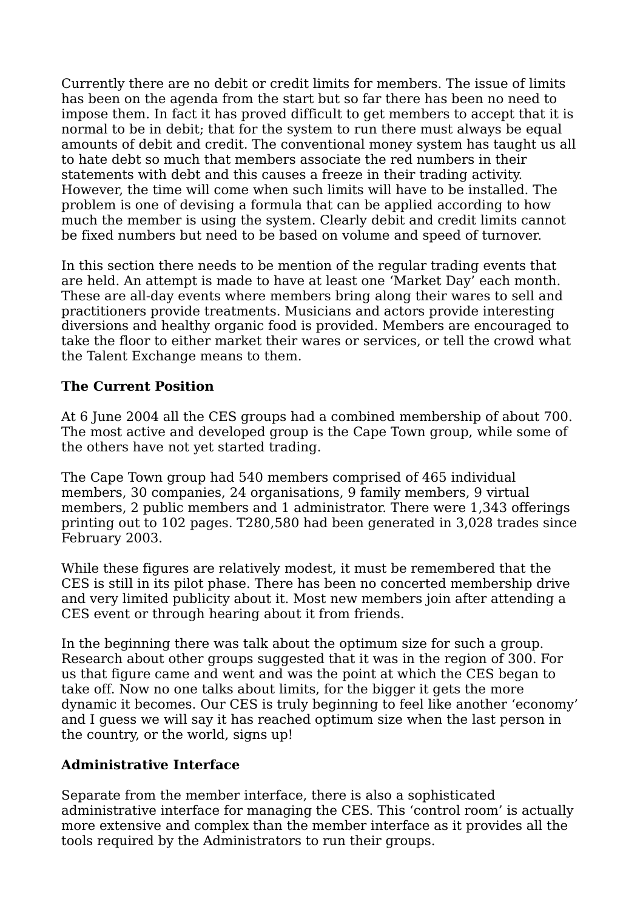Currently there are no debit or credit limits for members. The issue of limits has been on the agenda from the start but so far there has been no need to impose them. In fact it has proved difficult to get members to accept that it is normal to be in debit; that for the system to run there must always be equal amounts of debit and credit. The conventional money system has taught us all to hate debt so much that members associate the red numbers in their statements with debt and this causes a freeze in their trading activity. However, the time will come when such limits will have to be installed. The problem is one of devising a formula that can be applied according to how much the member is using the system. Clearly debit and credit limits cannot be fixed numbers but need to be based on volume and speed of turnover.

In this section there needs to be mention of the regular trading events that are held. An attempt is made to have at least one 'Market Day' each month. These are all-day events where members bring along their wares to sell and practitioners provide treatments. Musicians and actors provide interesting diversions and healthy organic food is provided. Members are encouraged to take the floor to either market their wares or services, or tell the crowd what the Talent Exchange means to them.

**The Current Position**

At 6 June 2004 all the CES groups had a combined membership of about 700. The most active and developed group is the Cape Town group, while some of the others have not yet started trading.

The Cape Town group had 540 members comprised of 465 individual members, 30 companies, 24 organisations, 9 family members, 9 virtual members, 2 public members and 1 administrator. There were 1,343 offerings printing out to 102 pages. T280,580 had been generated in 3,028 trades since February 2003.

While these figures are relatively modest, it must be remembered that the CES is still in its pilot phase. There has been no concerted membership drive and very limited publicity about it. Most new members join after attending a CES event or through hearing about it from friends.

In the beginning there was talk about the optimum size for such a group. Research about other groups suggested that it was in the region of 300. For us that figure came and went and was the point at which the CES began to take off. Now no one talks about limits, for the bigger it gets the more dynamic it becomes. Our CES is truly beginning to feel like another 'economy' and I guess we will say it has reached optimum size when the last person in the country, or the world, signs up!

**Administrative Interface**

Separate from the member interface, there is also a sophisticated administrative interface for managing the CES. This 'control room' is actually more extensive and complex than the member interface as it provides all the tools required by the Administrators to run their groups.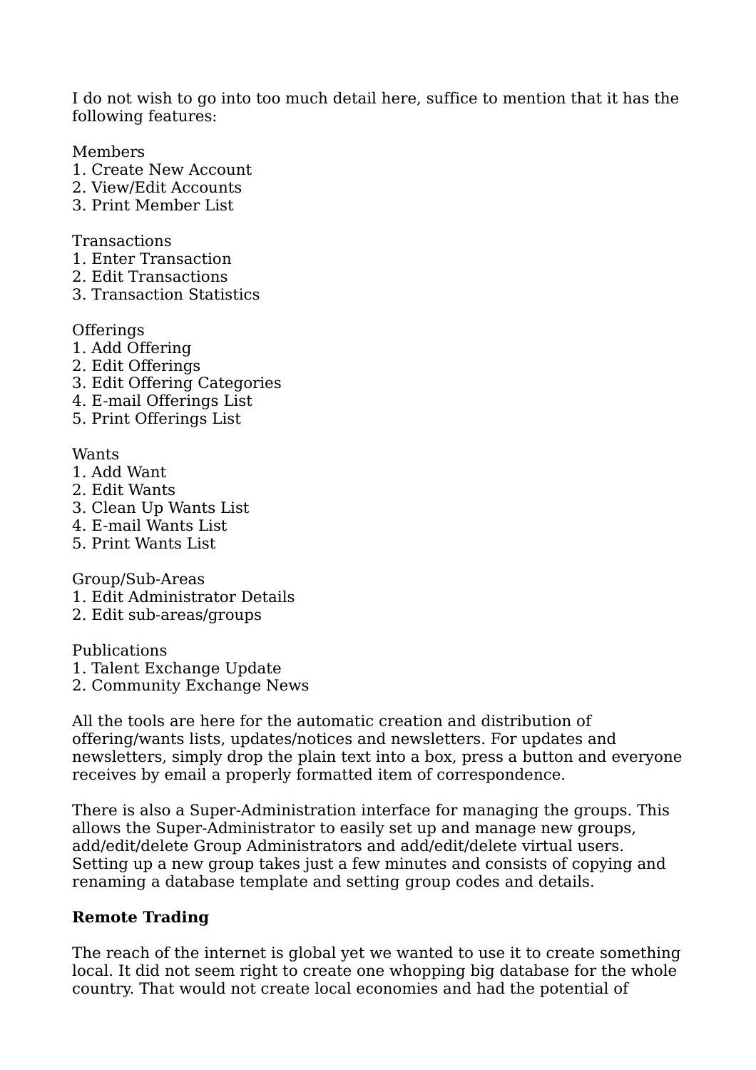I do not wish to go into too much detail here, suffice to mention that it has the following features:

Members
1. Create New Account
2. View/Edit Accounts
3. Print Member List

Transactions
1. Enter Transaction
2. Edit Transactions
3. Transaction Statistics

Offerings
1. Add Offering
2. Edit Offerings
3. Edit Offering Categories
4. E-mail Offerings List
5. Print Offerings List

Wants
1. Add Want
2. Edit Wants
3. Clean Up Wants List
4. E-mail Wants List
5. Print Wants List

Group/Sub-Areas
1. Edit Administrator Details
2. Edit sub-areas/groups

Publications
1. Talent Exchange Update
2. Community Exchange News

All the tools are here for the automatic creation and distribution of offering/wants lists, updates/notices and newsletters. For updates and newsletters, simply drop the plain text into a box, press a button and everyone receives by email a properly formatted item of correspondence.

There is also a Super-Administration interface for managing the groups. This allows the Super-Administrator to easily set up and manage new groups, add/edit/delete Group Administrators and add/edit/delete virtual users. Setting up a new group takes just a few minutes and consists of copying and renaming a database template and setting group codes and details.

**Remote Trading**

The reach of the internet is global yet we wanted to use it to create something local. It did not seem right to create one whopping big database for the whole country. That would not create local economies and had the potential of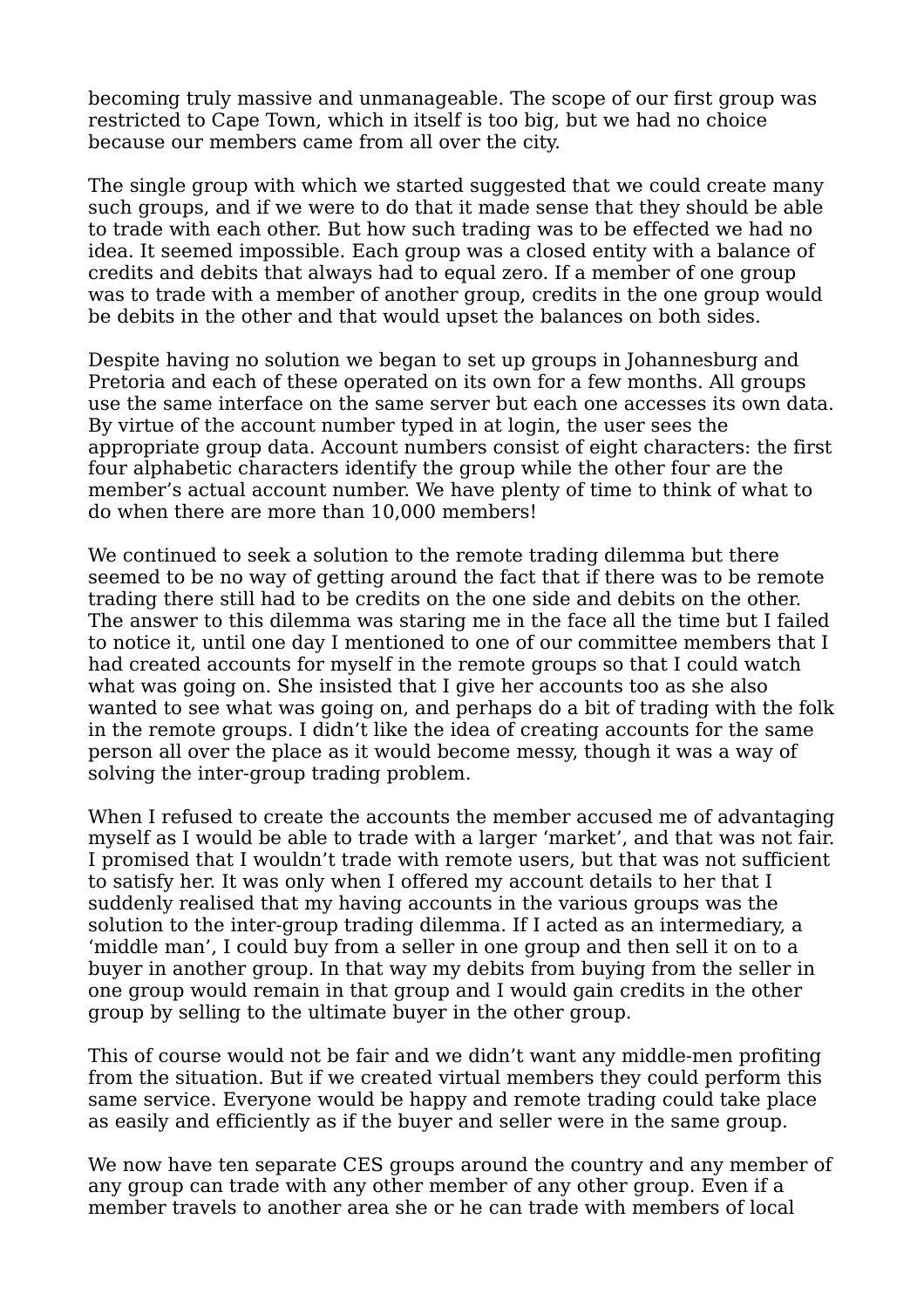becoming truly massive and unmanageable. The scope of our first group was restricted to Cape Town, which in itself is too big, but we had no choice because our members came from all over the city.

The single group with which we started suggested that we could create many such groups, and if we were to do that it made sense that they should be able to trade with each other. But how such trading was to be effected we had no idea. It seemed impossible. Each group was a closed entity with a balance of credits and debits that always had to equal zero. If a member of one group was to trade with a member of another group, credits in the one group would be debits in the other and that would upset the balances on both sides.

Despite having no solution we began to set up groups in Johannesburg and Pretoria and each of these operated on its own for a few months. All groups use the same interface on the same server but each one accesses its own data. By virtue of the account number typed in at login, the user sees the appropriate group data. Account numbers consist of eight characters: the first four alphabetic characters identify the group while the other four are the member's actual account number. We have plenty of time to think of what to do when there are more than 10,000 members!

We continued to seek a solution to the remote trading dilemma but there seemed to be no way of getting around the fact that if there was to be remote trading there still had to be credits on the one side and debits on the other. The answer to this dilemma was staring me in the face all the time but I failed to notice it, until one day I mentioned to one of our committee members that I had created accounts for myself in the remote groups so that I could watch what was going on. She insisted that I give her accounts too as she also wanted to see what was going on, and perhaps do a bit of trading with the folk in the remote groups. I didn't like the idea of creating accounts for the same person all over the place as it would become messy, though it was a way of solving the inter-group trading problem.

When I refused to create the accounts the member accused me of advantaging myself as I would be able to trade with a larger 'market', and that was not fair. I promised that I wouldn't trade with remote users, but that was not sufficient to satisfy her. It was only when I offered my account details to her that I suddenly realised that my having accounts in the various groups was the solution to the inter-group trading dilemma. If I acted as an intermediary, a 'middle man', I could buy from a seller in one group and then sell it on to a buyer in another group. In that way my debits from buying from the seller in one group would remain in that group and I would gain credits in the other group by selling to the ultimate buyer in the other group.

This of course would not be fair and we didn't want any middle-men profiting from the situation. But if we created virtual members they could perform this same service. Everyone would be happy and remote trading could take place as easily and efficiently as if the buyer and seller were in the same group.

We now have ten separate CES groups around the country and any member of any group can trade with any other member of any other group. Even if a member travels to another area she or he can trade with members of local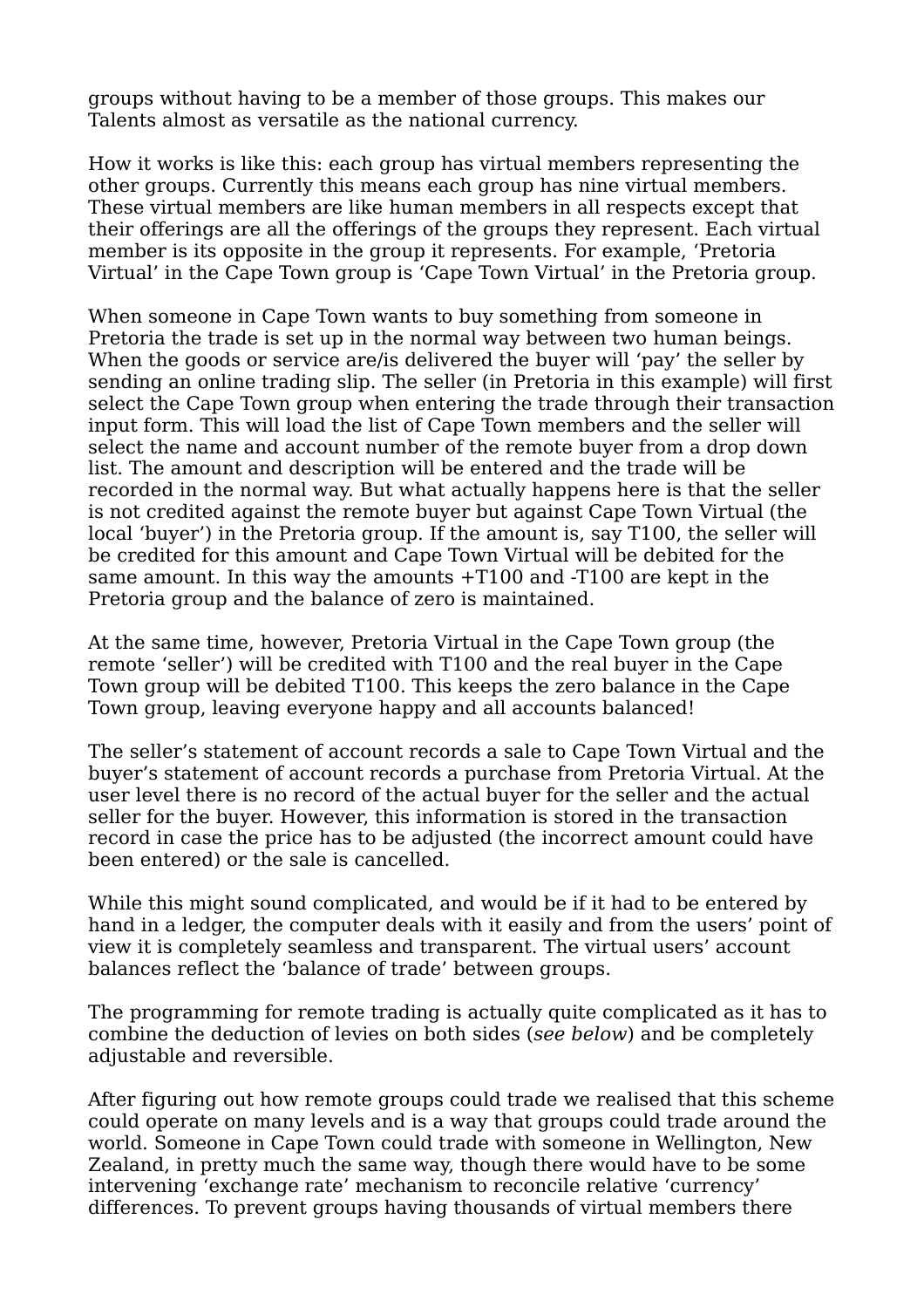groups without having to be a member of those groups. This makes our Talents almost as versatile as the national currency.

How it works is like this: each group has virtual members representing the other groups. Currently this means each group has nine virtual members. These virtual members are like human members in all respects except that their offerings are all the offerings of the groups they represent. Each virtual member is its opposite in the group it represents. For example, ‘Pretoria Virtual’ in the Cape Town group is ‘Cape Town Virtual’ in the Pretoria group.

When someone in Cape Town wants to buy something from someone in Pretoria the trade is set up in the normal way between two human beings. When the goods or service are/is delivered the buyer will ‘pay’ the seller by sending an online trading slip. The seller (in Pretoria in this example) will first select the Cape Town group when entering the trade through their transaction input form. This will load the list of Cape Town members and the seller will select the name and account number of the remote buyer from a drop down list. The amount and description will be entered and the trade will be recorded in the normal way. But what actually happens here is that the seller is not credited against the remote buyer but against Cape Town Virtual (the local ‘buyer’) in the Pretoria group. If the amount is, say T100, the seller will be credited for this amount and Cape Town Virtual will be debited for the same amount. In this way the amounts +T100 and -T100 are kept in the Pretoria group and the balance of zero is maintained.

At the same time, however, Pretoria Virtual in the Cape Town group (the remote ‘seller’) will be credited with T100 and the real buyer in the Cape Town group will be debited T100. This keeps the zero balance in the Cape Town group, leaving everyone happy and all accounts balanced!

The seller’s statement of account records a sale to Cape Town Virtual and the buyer’s statement of account records a purchase from Pretoria Virtual. At the user level there is no record of the actual buyer for the seller and the actual seller for the buyer. However, this information is stored in the transaction record in case the price has to be adjusted (the incorrect amount could have been entered) or the sale is cancelled.

While this might sound complicated, and would be if it had to be entered by hand in a ledger, the computer deals with it easily and from the users’ point of view it is completely seamless and transparent. The virtual users’ account balances reflect the ‘balance of trade’ between groups.

The programming for remote trading is actually quite complicated as it has to combine the deduction of levies on both sides (*see below*) and be completely adjustable and reversible.

After figuring out how remote groups could trade we realised that this scheme could operate on many levels and is a way that groups could trade around the world. Someone in Cape Town could trade with someone in Wellington, New Zealand, in pretty much the same way, though there would have to be some intervening ‘exchange rate’ mechanism to reconcile relative ‘currency’ differences. To prevent groups having thousands of virtual members there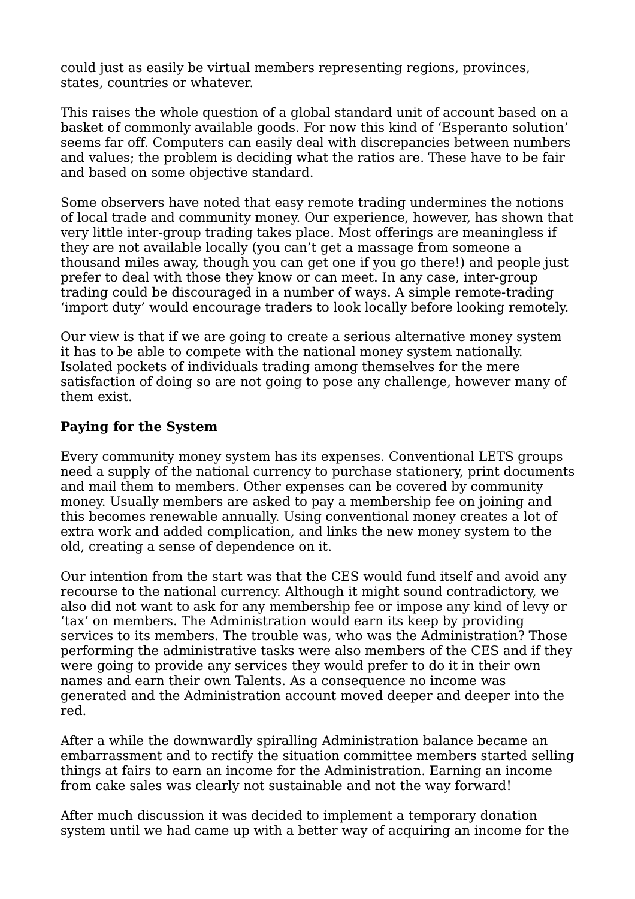could just as easily be virtual members representing regions, provinces, states, countries or whatever.

This raises the whole question of a global standard unit of account based on a basket of commonly available goods. For now this kind of 'Esperanto solution' seems far off. Computers can easily deal with discrepancies between numbers and values; the problem is deciding what the ratios are. These have to be fair and based on some objective standard.

Some observers have noted that easy remote trading undermines the notions of local trade and community money. Our experience, however, has shown that very little inter-group trading takes place. Most offerings are meaningless if they are not available locally (you can't get a massage from someone a thousand miles away, though you can get one if you go there!) and people just prefer to deal with those they know or can meet. In any case, inter-group trading could be discouraged in a number of ways. A simple remote-trading 'import duty' would encourage traders to look locally before looking remotely.

Our view is that if we are going to create a serious alternative money system it has to be able to compete with the national money system nationally. Isolated pockets of individuals trading among themselves for the mere satisfaction of doing so are not going to pose any challenge, however many of them exist.

**Paying for the System**

Every community money system has its expenses. Conventional LETS groups need a supply of the national currency to purchase stationery, print documents and mail them to members. Other expenses can be covered by community money. Usually members are asked to pay a membership fee on joining and this becomes renewable annually. Using conventional money creates a lot of extra work and added complication, and links the new money system to the old, creating a sense of dependence on it.

Our intention from the start was that the CES would fund itself and avoid any recourse to the national currency. Although it might sound contradictory, we also did not want to ask for any membership fee or impose any kind of levy or 'tax' on members. The Administration would earn its keep by providing services to its members. The trouble was, who was the Administration? Those performing the administrative tasks were also members of the CES and if they were going to provide any services they would prefer to do it in their own names and earn their own Talents. As a consequence no income was generated and the Administration account moved deeper and deeper into the red.

After a while the downwardly spiralling Administration balance became an embarrassment and to rectify the situation committee members started selling things at fairs to earn an income for the Administration. Earning an income from cake sales was clearly not sustainable and not the way forward!

After much discussion it was decided to implement a temporary donation system until we had came up with a better way of acquiring an income for the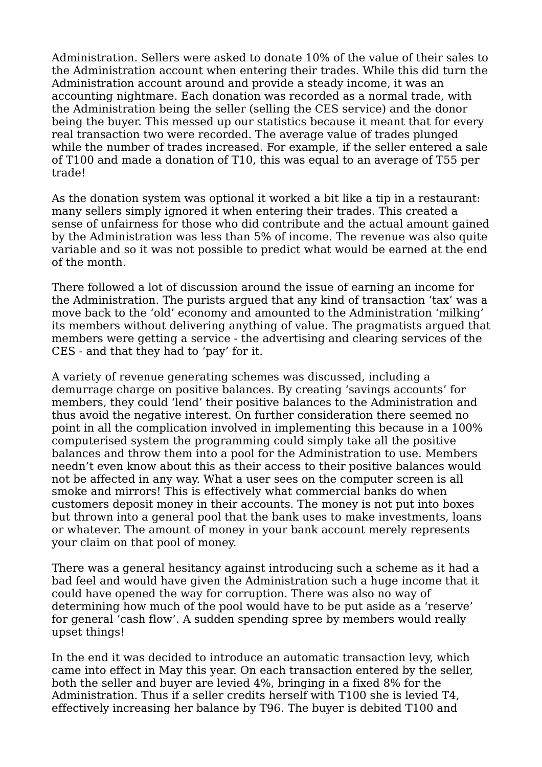Administration. Sellers were asked to donate 10% of the value of their sales to the Administration account when entering their trades. While this did turn the Administration account around and provide a steady income, it was an accounting nightmare. Each donation was recorded as a normal trade, with the Administration being the seller (selling the CES service) and the donor being the buyer. This messed up our statistics because it meant that for every real transaction two were recorded. The average value of trades plunged while the number of trades increased. For example, if the seller entered a sale of T100 and made a donation of T10, this was equal to an average of T55 per trade!

As the donation system was optional it worked a bit like a tip in a restaurant: many sellers simply ignored it when entering their trades. This created a sense of unfairness for those who did contribute and the actual amount gained by the Administration was less than 5% of income. The revenue was also quite variable and so it was not possible to predict what would be earned at the end of the month.

There followed a lot of discussion around the issue of earning an income for the Administration. The purists argued that any kind of transaction 'tax' was a move back to the 'old' economy and amounted to the Administration 'milking' its members without delivering anything of value. The pragmatists argued that members were getting a service - the advertising and clearing services of the CES - and that they had to 'pay' for it.

A variety of revenue generating schemes was discussed, including a demurrage charge on positive balances. By creating 'savings accounts' for members, they could 'lend' their positive balances to the Administration and thus avoid the negative interest. On further consideration there seemed no point in all the complication involved in implementing this because in a 100% computerised system the programming could simply take all the positive balances and throw them into a pool for the Administration to use. Members needn't even know about this as their access to their positive balances would not be affected in any way. What a user sees on the computer screen is all smoke and mirrors! This is effectively what commercial banks do when customers deposit money in their accounts. The money is not put into boxes but thrown into a general pool that the bank uses to make investments, loans or whatever. The amount of money in your bank account merely represents your claim on that pool of money.

There was a general hesitancy against introducing such a scheme as it had a bad feel and would have given the Administration such a huge income that it could have opened the way for corruption. There was also no way of determining how much of the pool would have to be put aside as a 'reserve' for general 'cash flow'. A sudden spending spree by members would really upset things!

In the end it was decided to introduce an automatic transaction levy, which came into effect in May this year. On each transaction entered by the seller, both the seller and buyer are levied 4%, bringing in a fixed 8% for the Administration. Thus if a seller credits herself with T100 she is levied T4, effectively increasing her balance by T96. The buyer is debited T100 and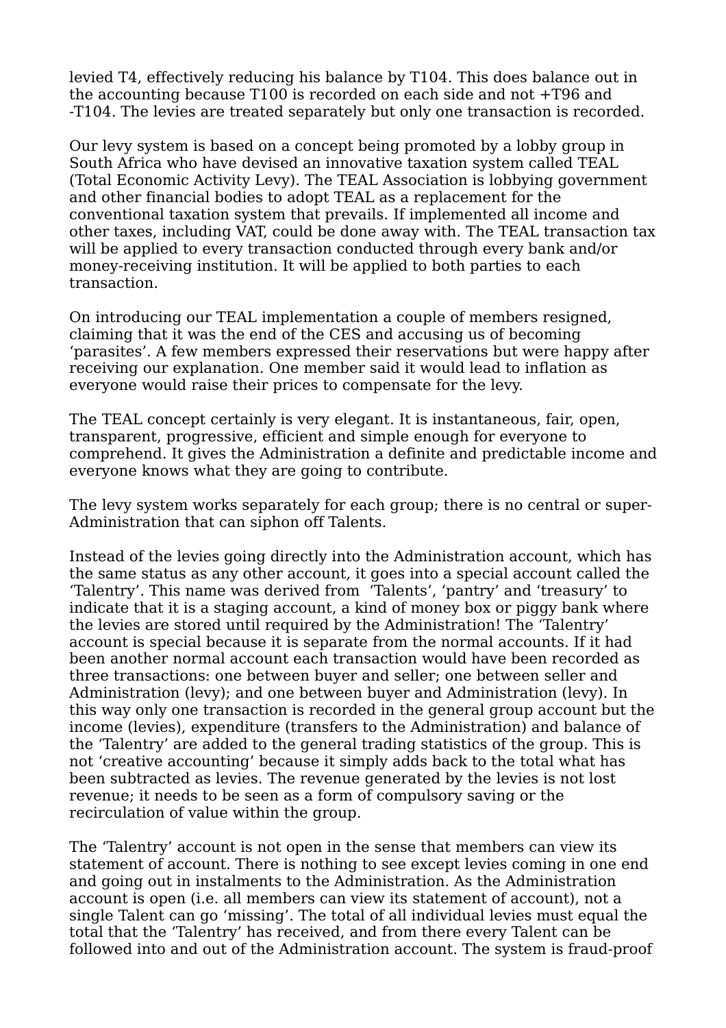levied T4, effectively reducing his balance by T104. This does balance out in the accounting because T100 is recorded on each side and not +T96 and -T104. The levies are treated separately but only one transaction is recorded.

Our levy system is based on a concept being promoted by a lobby group in South Africa who have devised an innovative taxation system called TEAL (Total Economic Activity Levy). The TEAL Association is lobbying government and other financial bodies to adopt TEAL as a replacement for the conventional taxation system that prevails. If implemented all income and other taxes, including VAT, could be done away with. The TEAL transaction tax will be applied to every transaction conducted through every bank and/or money-receiving institution. It will be applied to both parties to each transaction.

On introducing our TEAL implementation a couple of members resigned, claiming that it was the end of the CES and accusing us of becoming 'parasites'. A few members expressed their reservations but were happy after receiving our explanation. One member said it would lead to inflation as everyone would raise their prices to compensate for the levy.

The TEAL concept certainly is very elegant. It is instantaneous, fair, open, transparent, progressive, efficient and simple enough for everyone to comprehend. It gives the Administration a definite and predictable income and everyone knows what they are going to contribute.

The levy system works separately for each group; there is no central or super-Administration that can siphon off Talents.

Instead of the levies going directly into the Administration account, which has the same status as any other account, it goes into a special account called the 'Talentry'. This name was derived from 'Talents', 'pantry' and 'treasury' to indicate that it is a staging account, a kind of money box or piggy bank where the levies are stored until required by the Administration! The 'Talentry' account is special because it is separate from the normal accounts. If it had been another normal account each transaction would have been recorded as three transactions: one between buyer and seller; one between seller and Administration (levy); and one between buyer and Administration (levy). In this way only one transaction is recorded in the general group account but the income (levies), expenditure (transfers to the Administration) and balance of the 'Talentry' are added to the general trading statistics of the group. This is not 'creative accounting' because it simply adds back to the total what has been subtracted as levies. The revenue generated by the levies is not lost revenue; it needs to be seen as a form of compulsory saving or the recirculation of value within the group.

The 'Talentry' account is not open in the sense that members can view its statement of account. There is nothing to see except levies coming in one end and going out in instalments to the Administration. As the Administration account is open (i.e. all members can view its statement of account), not a single Talent can go 'missing'. The total of all individual levies must equal the total that the 'Talentry' has received, and from there every Talent can be followed into and out of the Administration account. The system is fraud-proof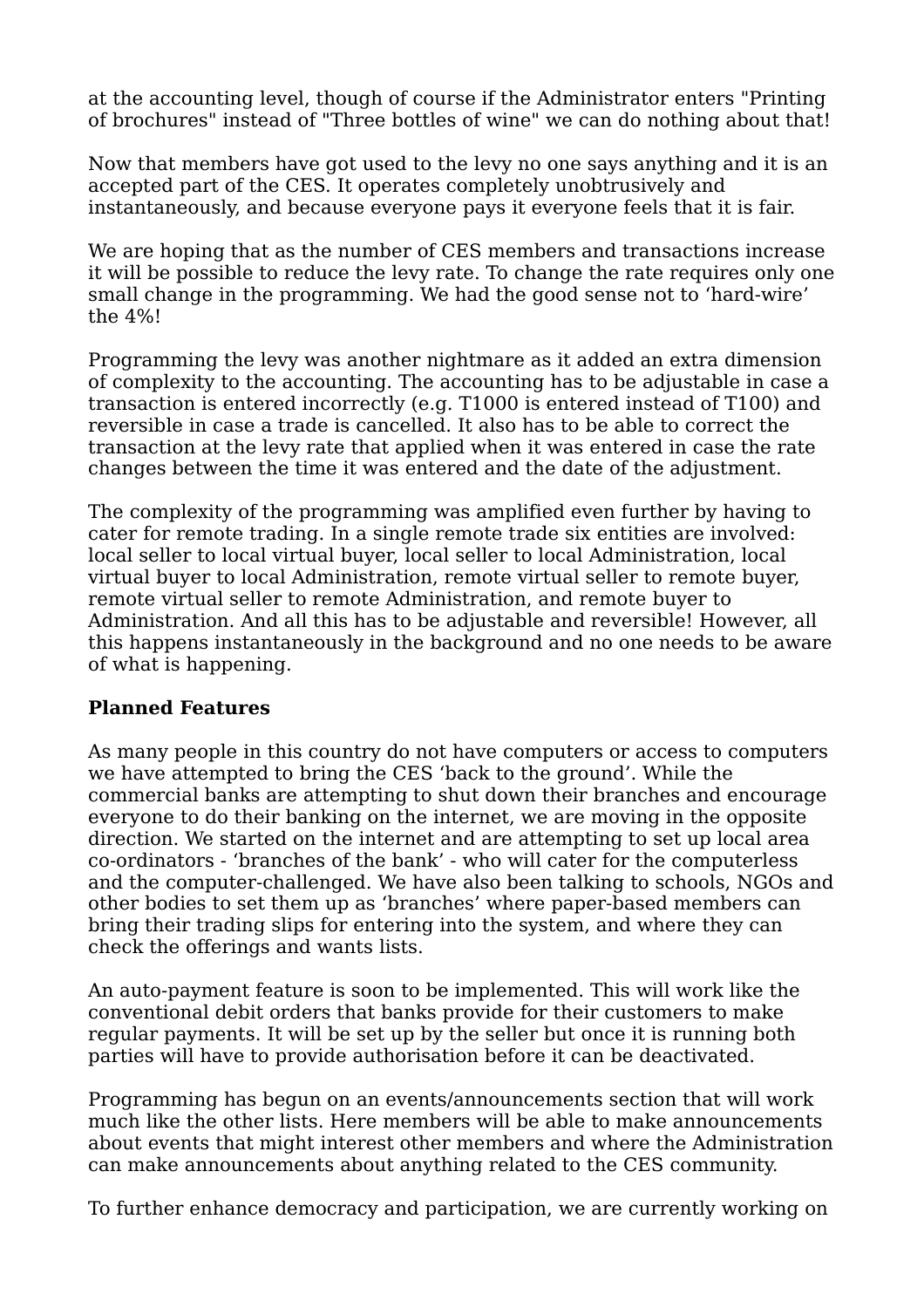at the accounting level, though of course if the Administrator enters "Printing of brochures" instead of "Three bottles of wine" we can do nothing about that!

Now that members have got used to the levy no one says anything and it is an accepted part of the CES. It operates completely unobtrusively and instantaneously, and because everyone pays it everyone feels that it is fair.

We are hoping that as the number of CES members and transactions increase it will be possible to reduce the levy rate. To change the rate requires only one small change in the programming. We had the good sense not to 'hard-wire' the 4%!

Programming the levy was another nightmare as it added an extra dimension of complexity to the accounting. The accounting has to be adjustable in case a transaction is entered incorrectly (e.g. T1000 is entered instead of T100) and reversible in case a trade is cancelled. It also has to be able to correct the transaction at the levy rate that applied when it was entered in case the rate changes between the time it was entered and the date of the adjustment.

The complexity of the programming was amplified even further by having to cater for remote trading. In a single remote trade six entities are involved: local seller to local virtual buyer, local seller to local Administration, local virtual buyer to local Administration, remote virtual seller to remote buyer, remote virtual seller to remote Administration, and remote buyer to Administration. And all this has to be adjustable and reversible! However, all this happens instantaneously in the background and no one needs to be aware of what is happening.

**Planned Features**

As many people in this country do not have computers or access to computers we have attempted to bring the CES 'back to the ground'. While the commercial banks are attempting to shut down their branches and encourage everyone to do their banking on the internet, we are moving in the opposite direction. We started on the internet and are attempting to set up local area co-ordinators - 'branches of the bank' - who will cater for the computerless and the computer-challenged. We have also been talking to schools, NGOs and other bodies to set them up as 'branches' where paper-based members can bring their trading slips for entering into the system, and where they can check the offerings and wants lists.

An auto-payment feature is soon to be implemented. This will work like the conventional debit orders that banks provide for their customers to make regular payments. It will be set up by the seller but once it is running both parties will have to provide authorisation before it can be deactivated.

Programming has begun on an events/announcements section that will work much like the other lists. Here members will be able to make announcements about events that might interest other members and where the Administration can make announcements about anything related to the CES community.

To further enhance democracy and participation, we are currently working on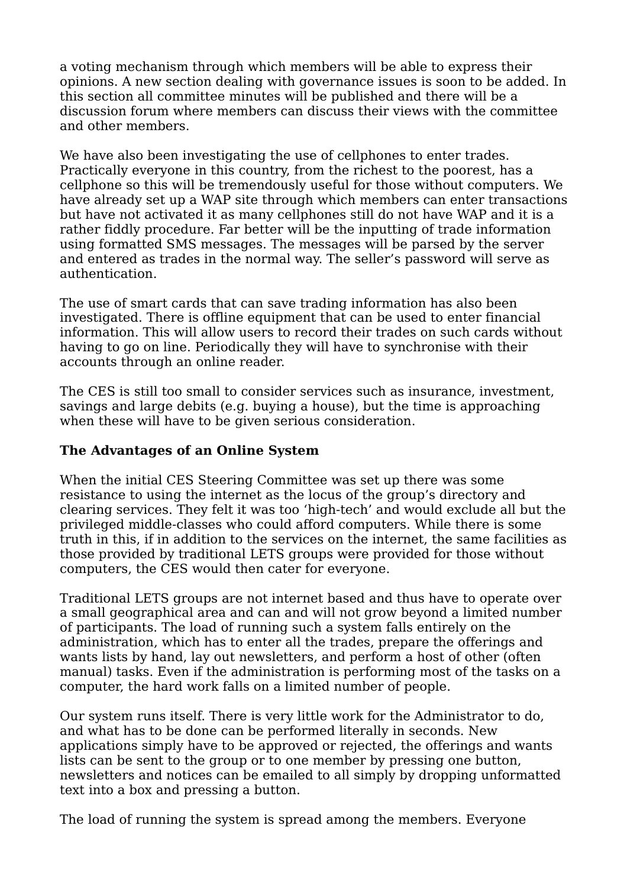a voting mechanism through which members will be able to express their opinions. A new section dealing with governance issues is soon to be added. In this section all committee minutes will be published and there will be a discussion forum where members can discuss their views with the committee and other members.

We have also been investigating the use of cellphones to enter trades. Practically everyone in this country, from the richest to the poorest, has a cellphone so this will be tremendously useful for those without computers. We have already set up a WAP site through which members can enter transactions but have not activated it as many cellphones still do not have WAP and it is a rather fiddly procedure. Far better will be the inputting of trade information using formatted SMS messages. The messages will be parsed by the server and entered as trades in the normal way. The seller's password will serve as authentication.

The use of smart cards that can save trading information has also been investigated. There is offline equipment that can be used to enter financial information. This will allow users to record their trades on such cards without having to go on line. Periodically they will have to synchronise with their accounts through an online reader.

The CES is still too small to consider services such as insurance, investment, savings and large debits (e.g. buying a house), but the time is approaching when these will have to be given serious consideration.

**The Advantages of an Online System**

When the initial CES Steering Committee was set up there was some resistance to using the internet as the locus of the group's directory and clearing services. They felt it was too 'high-tech' and would exclude all but the privileged middle-classes who could afford computers. While there is some truth in this, if in addition to the services on the internet, the same facilities as those provided by traditional LETS groups were provided for those without computers, the CES would then cater for everyone.

Traditional LETS groups are not internet based and thus have to operate over a small geographical area and can and will not grow beyond a limited number of participants. The load of running such a system falls entirely on the administration, which has to enter all the trades, prepare the offerings and wants lists by hand, lay out newsletters, and perform a host of other (often manual) tasks. Even if the administration is performing most of the tasks on a computer, the hard work falls on a limited number of people.

Our system runs itself. There is very little work for the Administrator to do, and what has to be done can be performed literally in seconds. New applications simply have to be approved or rejected, the offerings and wants lists can be sent to the group or to one member by pressing one button, newsletters and notices can be emailed to all simply by dropping unformatted text into a box and pressing a button.

The load of running the system is spread among the members. Everyone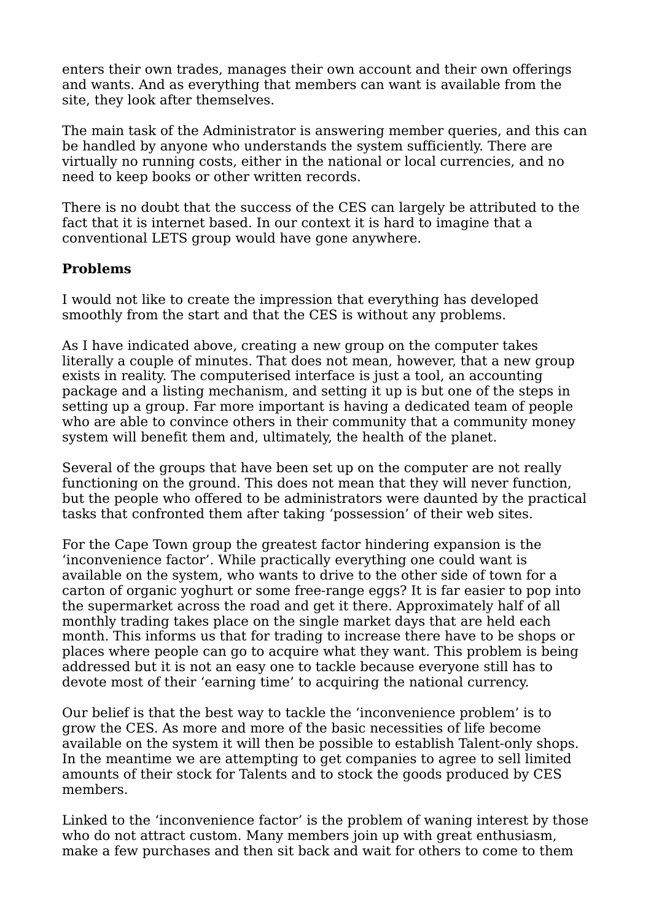enters their own trades, manages their own account and their own offerings and wants. And as everything that members can want is available from the site, they look after themselves.

The main task of the Administrator is answering member queries, and this can be handled by anyone who understands the system sufficiently. There are virtually no running costs, either in the national or local currencies, and no need to keep books or other written records.

There is no doubt that the success of the CES can largely be attributed to the fact that it is internet based. In our context it is hard to imagine that a conventional LETS group would have gone anywhere.

**Problems**

I would not like to create the impression that everything has developed smoothly from the start and that the CES is without any problems.

As I have indicated above, creating a new group on the computer takes literally a couple of minutes. That does not mean, however, that a new group exists in reality. The computerised interface is just a tool, an accounting package and a listing mechanism, and setting it up is but one of the steps in setting up a group. Far more important is having a dedicated team of people who are able to convince others in their community that a community money system will benefit them and, ultimately, the health of the planet.

Several of the groups that have been set up on the computer are not really functioning on the ground. This does not mean that they will never function, but the people who offered to be administrators were daunted by the practical tasks that confronted them after taking 'possession' of their web sites.

For the Cape Town group the greatest factor hindering expansion is the 'inconvenience factor'. While practically everything one could want is available on the system, who wants to drive to the other side of town for a carton of organic yoghurt or some free-range eggs? It is far easier to pop into the supermarket across the road and get it there. Approximately half of all monthly trading takes place on the single market days that are held each month. This informs us that for trading to increase there have to be shops or places where people can go to acquire what they want. This problem is being addressed but it is not an easy one to tackle because everyone still has to devote most of their 'earning time' to acquiring the national currency.

Our belief is that the best way to tackle the 'inconvenience problem' is to grow the CES. As more and more of the basic necessities of life become available on the system it will then be possible to establish Talent-only shops. In the meantime we are attempting to get companies to agree to sell limited amounts of their stock for Talents and to stock the goods produced by CES members.

Linked to the 'inconvenience factor' is the problem of waning interest by those who do not attract custom. Many members join up with great enthusiasm, make a few purchases and then sit back and wait for others to come to them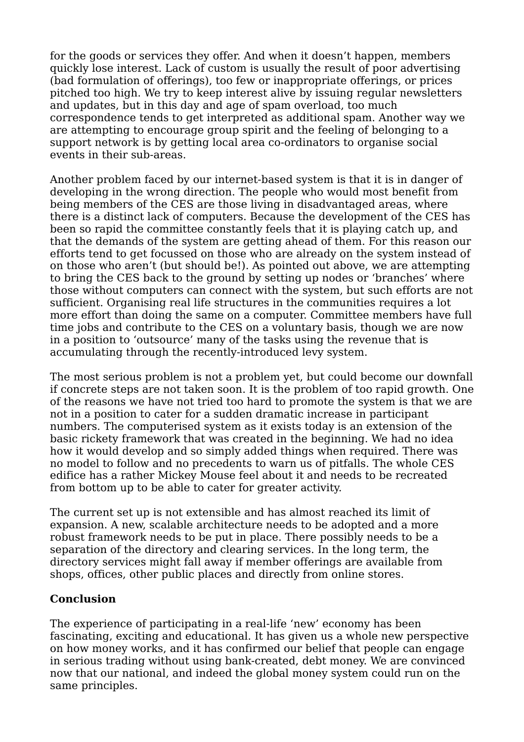for the goods or services they offer. And when it doesn't happen, members quickly lose interest. Lack of custom is usually the result of poor advertising (bad formulation of offerings), too few or inappropriate offerings, or prices pitched too high. We try to keep interest alive by issuing regular newsletters and updates, but in this day and age of spam overload, too much correspondence tends to get interpreted as additional spam. Another way we are attempting to encourage group spirit and the feeling of belonging to a support network is by getting local area co-ordinators to organise social events in their sub-areas.

Another problem faced by our internet-based system is that it is in danger of developing in the wrong direction. The people who would most benefit from being members of the CES are those living in disadvantaged areas, where there is a distinct lack of computers. Because the development of the CES has been so rapid the committee constantly feels that it is playing catch up, and that the demands of the system are getting ahead of them. For this reason our efforts tend to get focussed on those who are already on the system instead of on those who aren't (but should be!). As pointed out above, we are attempting to bring the CES back to the ground by setting up nodes or 'branches' where those without computers can connect with the system, but such efforts are not sufficient. Organising real life structures in the communities requires a lot more effort than doing the same on a computer. Committee members have full time jobs and contribute to the CES on a voluntary basis, though we are now in a position to 'outsource' many of the tasks using the revenue that is accumulating through the recently-introduced levy system.

The most serious problem is not a problem yet, but could become our downfall if concrete steps are not taken soon. It is the problem of too rapid growth. One of the reasons we have not tried too hard to promote the system is that we are not in a position to cater for a sudden dramatic increase in participant numbers. The computerised system as it exists today is an extension of the basic rickety framework that was created in the beginning. We had no idea how it would develop and so simply added things when required. There was no model to follow and no precedents to warn us of pitfalls. The whole CES edifice has a rather Mickey Mouse feel about it and needs to be recreated from bottom up to be able to cater for greater activity.

The current set up is not extensible and has almost reached its limit of expansion. A new, scalable architecture needs to be adopted and a more robust framework needs to be put in place. There possibly needs to be a separation of the directory and clearing services. In the long term, the directory services might fall away if member offerings are available from shops, offices, other public places and directly from online stores.

**Conclusion**

The experience of participating in a real-life 'new' economy has been fascinating, exciting and educational. It has given us a whole new perspective on how money works, and it has confirmed our belief that people can engage in serious trading without using bank-created, debt money. We are convinced now that our national, and indeed the global money system could run on the same principles.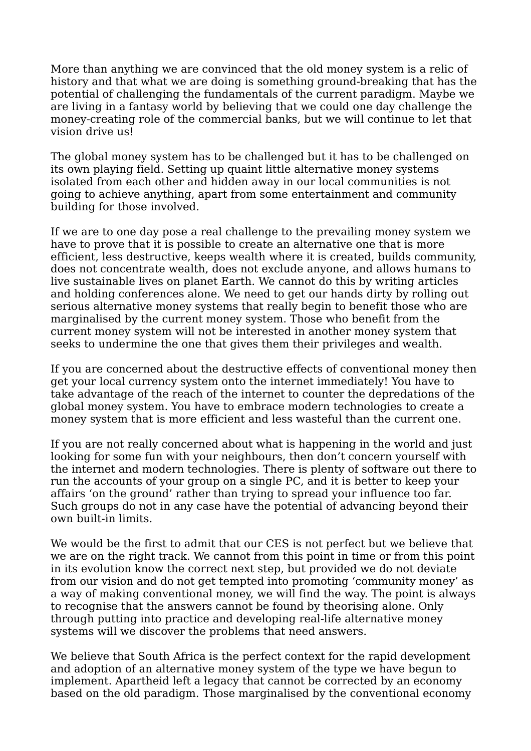More than anything we are convinced that the old money system is a relic of history and that what we are doing is something ground-breaking that has the potential of challenging the fundamentals of the current paradigm. Maybe we are living in a fantasy world by believing that we could one day challenge the money-creating role of the commercial banks, but we will continue to let that vision drive us!

The global money system has to be challenged but it has to be challenged on its own playing field. Setting up quaint little alternative money systems isolated from each other and hidden away in our local communities is not going to achieve anything, apart from some entertainment and community building for those involved.

If we are to one day pose a real challenge to the prevailing money system we have to prove that it is possible to create an alternative one that is more efficient, less destructive, keeps wealth where it is created, builds community, does not concentrate wealth, does not exclude anyone, and allows humans to live sustainable lives on planet Earth. We cannot do this by writing articles and holding conferences alone. We need to get our hands dirty by rolling out serious alternative money systems that really begin to benefit those who are marginalised by the current money system. Those who benefit from the current money system will not be interested in another money system that seeks to undermine the one that gives them their privileges and wealth.

If you are concerned about the destructive effects of conventional money then get your local currency system onto the internet immediately! You have to take advantage of the reach of the internet to counter the depredations of the global money system. You have to embrace modern technologies to create a money system that is more efficient and less wasteful than the current one.

If you are not really concerned about what is happening in the world and just looking for some fun with your neighbours, then don't concern yourself with the internet and modern technologies. There is plenty of software out there to run the accounts of your group on a single PC, and it is better to keep your affairs 'on the ground' rather than trying to spread your influence too far. Such groups do not in any case have the potential of advancing beyond their own built-in limits.

We would be the first to admit that our CES is not perfect but we believe that we are on the right track. We cannot from this point in time or from this point in its evolution know the correct next step, but provided we do not deviate from our vision and do not get tempted into promoting 'community money' as a way of making conventional money, we will find the way. The point is always to recognise that the answers cannot be found by theorising alone. Only through putting into practice and developing real-life alternative money systems will we discover the problems that need answers.

We believe that South Africa is the perfect context for the rapid development and adoption of an alternative money system of the type we have begun to implement. Apartheid left a legacy that cannot be corrected by an economy based on the old paradigm. Those marginalised by the conventional economy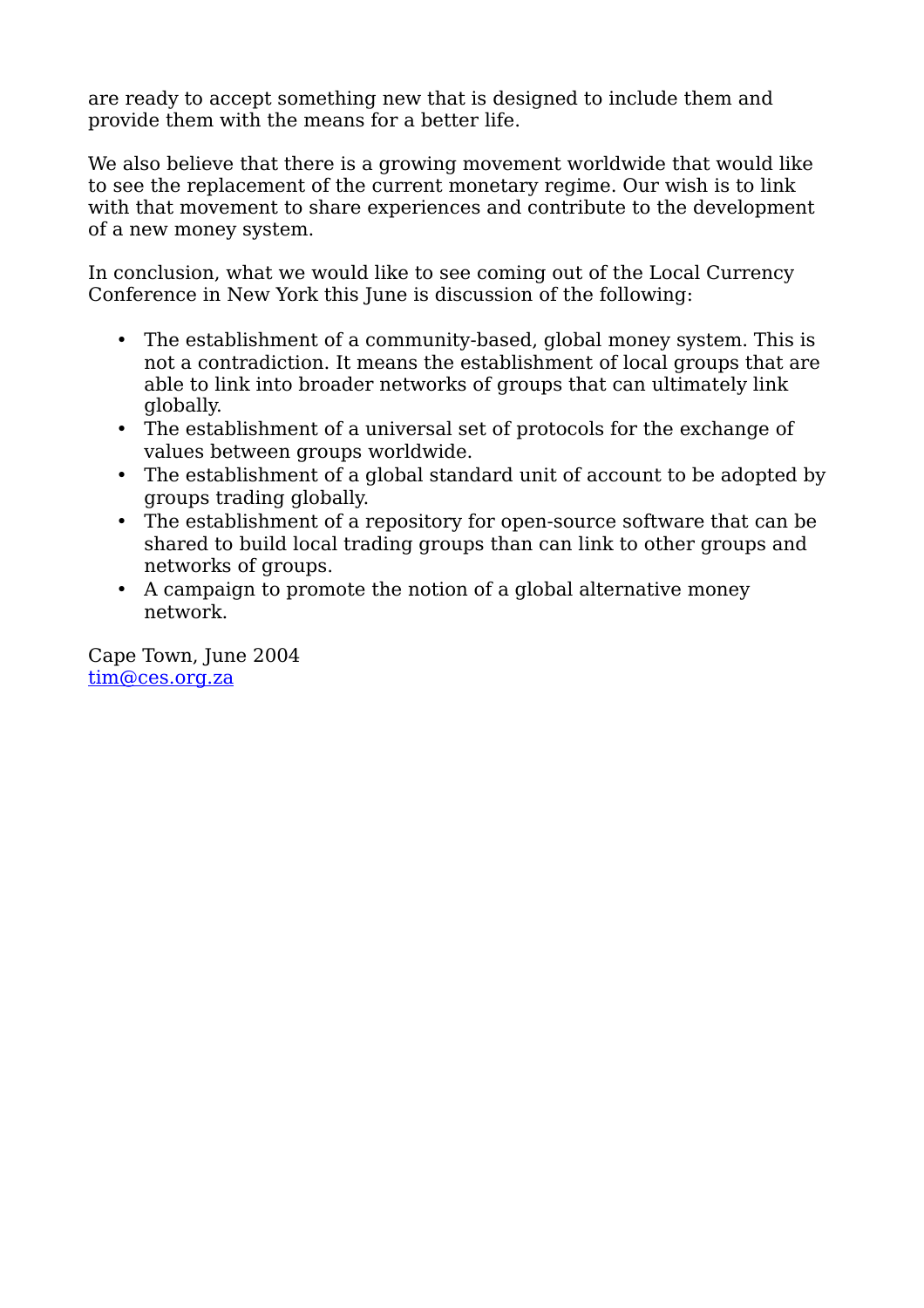are ready to accept something new that is designed to include them and provide them with the means for a better life.

We also believe that there is a growing movement worldwide that would like to see the replacement of the current monetary regime. Our wish is to link with that movement to share experiences and contribute to the development of a new money system.

In conclusion, what we would like to see coming out of the Local Currency Conference in New York this June is discussion of the following:

- The establishment of a community-based, global money system. This is not a contradiction. It means the establishment of local groups that are able to link into broader networks of groups that can ultimately link globally.
- The establishment of a universal set of protocols for the exchange of values between groups worldwide.
- The establishment of a global standard unit of account to be adopted by groups trading globally.
- The establishment of a repository for open-source software that can be shared to build local trading groups than can link to other groups and networks of groups.
- A campaign to promote the notion of a global alternative money network.

Cape Town, June 2004
tim@ces.org.za